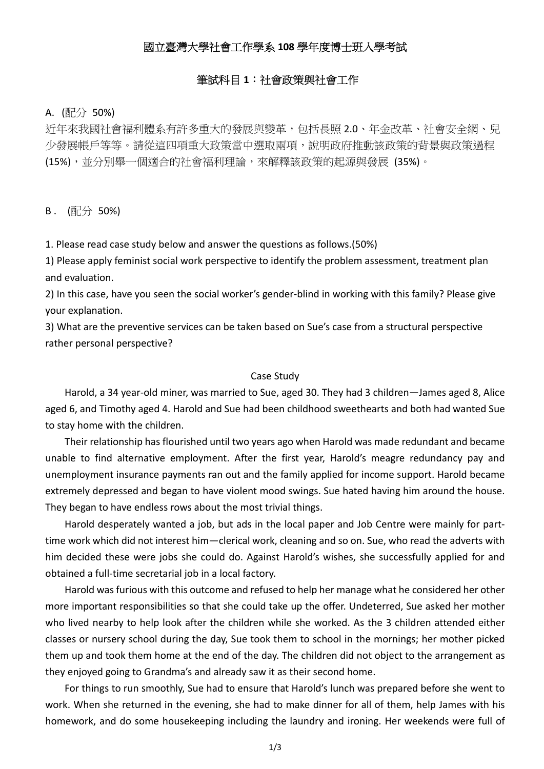# 國立臺灣大學社會工作學系 108 學年度博士班入學考試

## 筆試科目 1：社會政策與社會工作

A. (配分 50%)

近年來我國社會福利體系有許多重大的發展與變革，包括長照 2.0、年金改革、社會安全網、兒少發展帳戶等等。請從這四項重大政策當中選取兩項，說明政府推動該政策的背景與政策過程 (15%)，並分別舉一個適合的社會福利理論，來解釋該政策的起源與發展 (35%)。

B . (配分 50%)

1. Please read case study below and answer the questions as follows.(50%)

1) Please apply feminist social work perspective to identify the problem assessment, treatment plan and evaluation.

2) In this case, have you seen the social worker's gender-blind in working with this family? Please give your explanation.

3) What are the preventive services can be taken based on Sue's case from a structural perspective rather personal perspective?

### Case Study

Harold, a 34 year-old miner, was married to Sue, aged 30. They had 3 children—James aged 8, Alice aged 6, and Timothy aged 4. Harold and Sue had been childhood sweethearts and both had wanted Sue to stay home with the children.

Their relationship has flourished until two years ago when Harold was made redundant and became unable to find alternative employment. After the first year, Harold's meagre redundancy pay and unemployment insurance payments ran out and the family applied for income support. Harold became extremely depressed and began to have violent mood swings. Sue hated having him around the house. They began to have endless rows about the most trivial things.

Harold desperately wanted a job, but ads in the local paper and Job Centre were mainly for part-time work which did not interest him—clerical work, cleaning and so on. Sue, who read the adverts with him decided these were jobs she could do. Against Harold's wishes, she successfully applied for and obtained a full-time secretarial job in a local factory.

Harold was furious with this outcome and refused to help her manage what he considered her other more important responsibilities so that she could take up the offer. Undeterred, Sue asked her mother who lived nearby to help look after the children while she worked. As the 3 children attended either classes or nursery school during the day, Sue took them to school in the mornings; her mother picked them up and took them home at the end of the day. The children did not object to the arrangement as they enjoyed going to Grandma's and already saw it as their second home.

For things to run smoothly, Sue had to ensure that Harold's lunch was prepared before she went to work. When she returned in the evening, she had to make dinner for all of them, help James with his homework, and do some housekeeping including the laundry and ironing. Her weekends were full of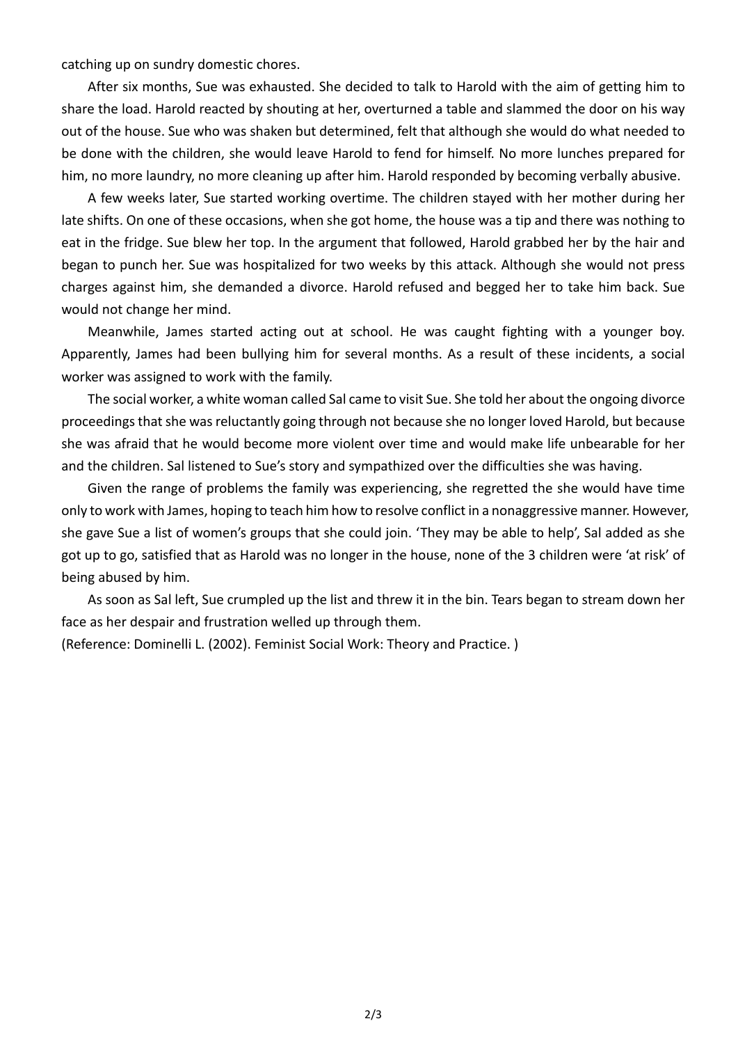catching up on sundry domestic chores.

After six months, Sue was exhausted. She decided to talk to Harold with the aim of getting him to share the load. Harold reacted by shouting at her, overturned a table and slammed the door on his way out of the house. Sue who was shaken but determined, felt that although she would do what needed to be done with the children, she would leave Harold to fend for himself. No more lunches prepared for him, no more laundry, no more cleaning up after him. Harold responded by becoming verbally abusive.

A few weeks later, Sue started working overtime. The children stayed with her mother during her late shifts. On one of these occasions, when she got home, the house was a tip and there was nothing to eat in the fridge. Sue blew her top. In the argument that followed, Harold grabbed her by the hair and began to punch her. Sue was hospitalized for two weeks by this attack. Although she would not press charges against him, she demanded a divorce. Harold refused and begged her to take him back. Sue would not change her mind.

Meanwhile, James started acting out at school. He was caught fighting with a younger boy. Apparently, James had been bullying him for several months. As a result of these incidents, a social worker was assigned to work with the family.

The social worker, a white woman called Sal came to visit Sue. She told her about the ongoing divorce proceedings that she was reluctantly going through not because she no longer loved Harold, but because she was afraid that he would become more violent over time and would make life unbearable for her and the children. Sal listened to Sue's story and sympathized over the difficulties she was having.

Given the range of problems the family was experiencing, she regretted the she would have time only to work with James, hoping to teach him how to resolve conflict in a nonaggressive manner. However, she gave Sue a list of women's groups that she could join. 'They may be able to help', Sal added as she got up to go, satisfied that as Harold was no longer in the house, none of the 3 children were 'at risk' of being abused by him.

As soon as Sal left, Sue crumpled up the list and threw it in the bin. Tears began to stream down her face as her despair and frustration welled up through them.

(Reference: Dominelli L. (2002). Feminist Social Work: Theory and Practice. )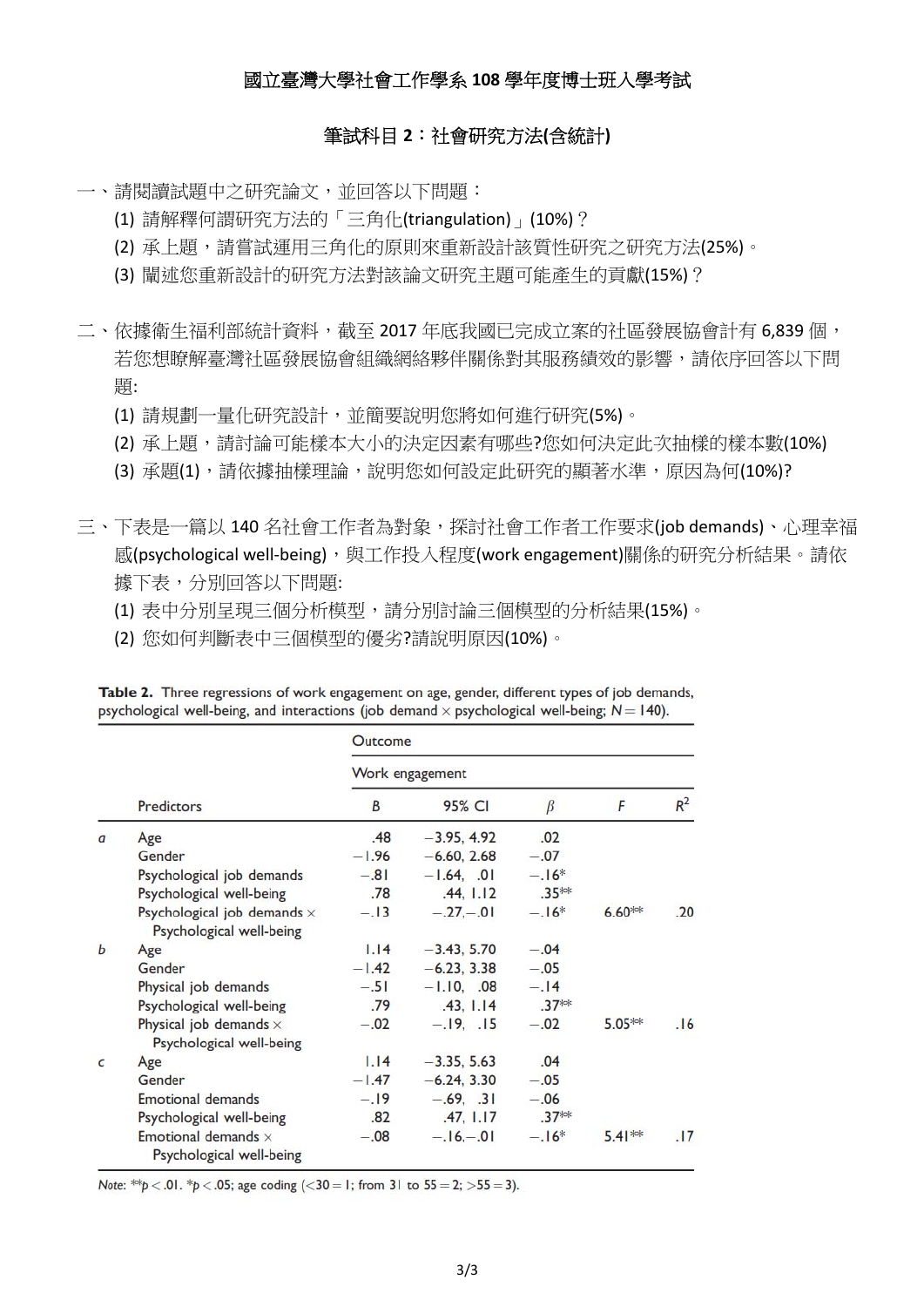# 國立臺灣大學社會工作學系 108 學年度博士班入學考試

## 筆試科目 2：社會研究方法(含統計)

一、請閱讀試題中之研究論文，並回答以下問題：

(1) 請解釋何謂研究方法的「三角化(triangulation)」(10%)？

(2) 承上題，請嘗試運用三角化的原則來重新設計該質性研究之研究方法(25%)。

(3) 闡述您重新設計的研究方法對該論文研究主題可能產生的貢獻(15%)？

二、依據衛生福利部統計資料，截至 2017 年底我國已完成立案的社區發展協會計有 6,839 個，若您想瞭解臺灣社區發展協會組織網絡夥伴關係對其服務績效的影響，請依序回答以下問題:

(1) 請規劃一量化研究設計，並簡要說明您將如何進行研究(5%)。

(2) 承上題，請討論可能樣本大小的決定因素有哪些?您如何決定此次抽樣的樣本數(10%)

(3) 承題(1)，請依據抽樣理論，說明您如何設定此研究的顯著水準，原因為何(10%)?

三、下表是一篇以 140 名社會工作者為對象，探討社會工作者工作要求(job demands)、心理幸福感(psychological well-being)，與工作投入程度(work engagement)關係的研究分析結果。請依據下表，分別回答以下問題:

(1) 表中分別呈現三個分析模型，請分別討論三個模型的分析結果(15%)。

(2) 您如何判斷表中三個模型的優劣?請說明原因(10%)。

**Table 2.** Three regressions of work engagement on age, gender, different types of job demands, psychological well-being, and interactions (job demand × psychological well-being; $N = 140$).

| | | Outcome | | | | |
|---|---|---|---|---|---|---|
| | | Work engagement | | | | |
| | Predictors | $B$ | 95% CI | $\beta$ | $F$ | $R^2$ |
| *a* | Age | .48 | −3.95, 4.92 | .02 | | |
| | Gender | −1.96 | −6.60, 2.68 | −.07 | | |
| | Psychological job demands | −.81 | −1.64, .01 | −.16* | | |
| | Psychological well-being | .78 | .44, 1.12 | .35** | | |
| | Psychological job demands × Psychological well-being | −.13 | −.27, −.01 | −.16* | 6.60** | .20 |
| *b* | Age | 1.14 | −3.43, 5.70 | −.04 | | |
| | Gender | −1.42 | −6.23, 3.38 | −.05 | | |
| | Physical job demands | −.51 | −1.10, .08 | −.14 | | |
| | Psychological well-being | .79 | .43, 1.14 | .37** | | |
| | Physical job demands × Psychological well-being | −.02 | −.19, .15 | −.02 | 5.05** | .16 |
| *c* | Age | 1.14 | −3.35, 5.63 | .04 | | |
| | Gender | −1.47 | −6.24, 3.30 | −.05 | | |
| | Emotional demands | −.19 | −.69, .31 | −.06 | | |
| | Psychological well-being | .82 | .47, 1.17 | .37** | | |
| | Emotional demands × Psychological well-being | −.08 | −.16, −.01 | −.16* | 5.41** | .17 |

*Note*: $^{**}p < .01$. $^{*}p < .05$; age coding (<30 = 1; from 31 to 55 = 2; >55 = 3).